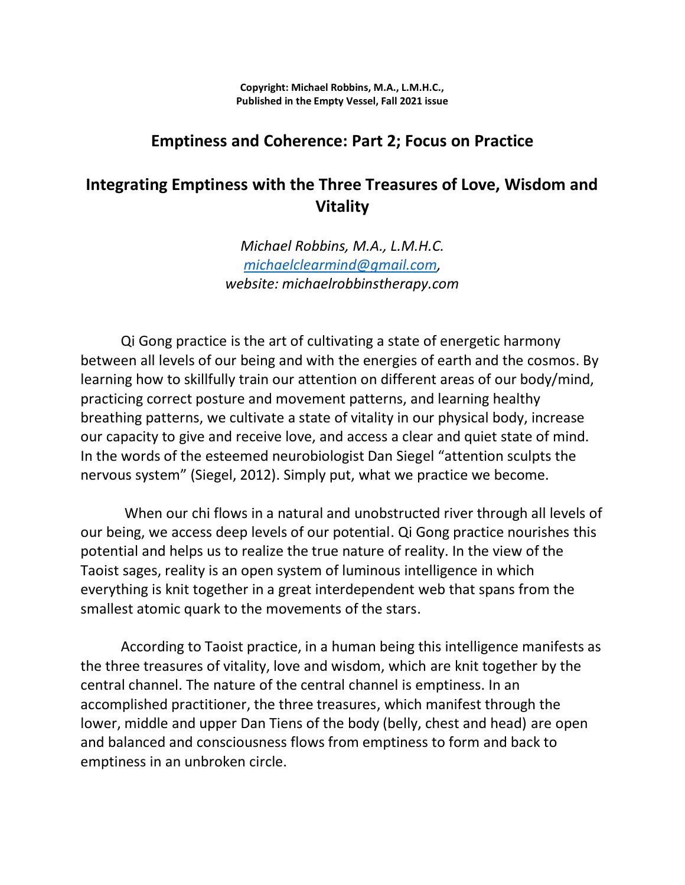**Copyright: Michael Robbins, M.A., L.M.H.C.,**
**Published in the Empty Vessel, Fall 2021 issue**

## Emptiness and Coherence: Part 2; Focus on Practice

## Integrating Emptiness with the Three Treasures of Love, Wisdom and Vitality

*Michael Robbins, M.A., L.M.H.C.*
*michaelclearmind@gmail.com,*
*website: michaelrobbinstherapy.com*

Qi Gong practice is the art of cultivating a state of energetic harmony between all levels of our being and with the energies of earth and the cosmos. By learning how to skillfully train our attention on different areas of our body/mind, practicing correct posture and movement patterns, and learning healthy breathing patterns, we cultivate a state of vitality in our physical body, increase our capacity to give and receive love, and access a clear and quiet state of mind. In the words of the esteemed neurobiologist Dan Siegel "attention sculpts the nervous system" (Siegel, 2012). Simply put, what we practice we become.

When our chi flows in a natural and unobstructed river through all levels of our being, we access deep levels of our potential. Qi Gong practice nourishes this potential and helps us to realize the true nature of reality. In the view of the Taoist sages, reality is an open system of luminous intelligence in which everything is knit together in a great interdependent web that spans from the smallest atomic quark to the movements of the stars.

According to Taoist practice, in a human being this intelligence manifests as the three treasures of vitality, love and wisdom, which are knit together by the central channel. The nature of the central channel is emptiness. In an accomplished practitioner, the three treasures, which manifest through the lower, middle and upper Dan Tiens of the body (belly, chest and head) are open and balanced and consciousness flows from emptiness to form and back to emptiness in an unbroken circle.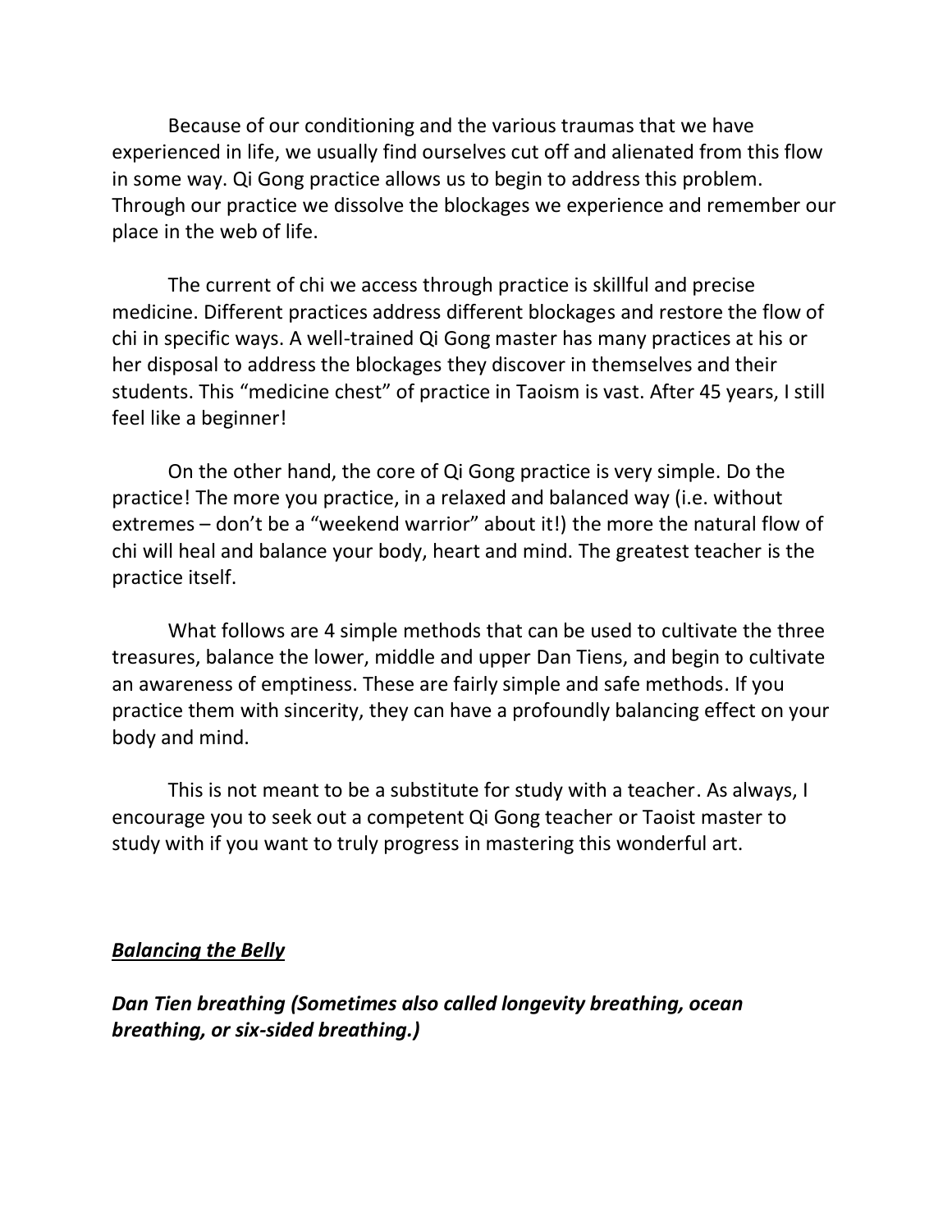Because of our conditioning and the various traumas that we have experienced in life, we usually find ourselves cut off and alienated from this flow in some way. Qi Gong practice allows us to begin to address this problem. Through our practice we dissolve the blockages we experience and remember our place in the web of life.

The current of chi we access through practice is skillful and precise medicine. Different practices address different blockages and restore the flow of chi in specific ways. A well-trained Qi Gong master has many practices at his or her disposal to address the blockages they discover in themselves and their students. This "medicine chest" of practice in Taoism is vast. After 45 years, I still feel like a beginner!

On the other hand, the core of Qi Gong practice is very simple. Do the practice! The more you practice, in a relaxed and balanced way (i.e. without extremes – don't be a "weekend warrior" about it!) the more the natural flow of chi will heal and balance your body, heart and mind. The greatest teacher is the practice itself.

What follows are 4 simple methods that can be used to cultivate the three treasures, balance the lower, middle and upper Dan Tiens, and begin to cultivate an awareness of emptiness. These are fairly simple and safe methods. If you practice them with sincerity, they can have a profoundly balancing effect on your body and mind.

This is not meant to be a substitute for study with a teacher. As always, I encourage you to seek out a competent Qi Gong teacher or Taoist master to study with if you want to truly progress in mastering this wonderful art.

## ***Balancing the Belly***

***Dan Tien breathing (Sometimes also called longevity breathing, ocean breathing, or six-sided breathing.)***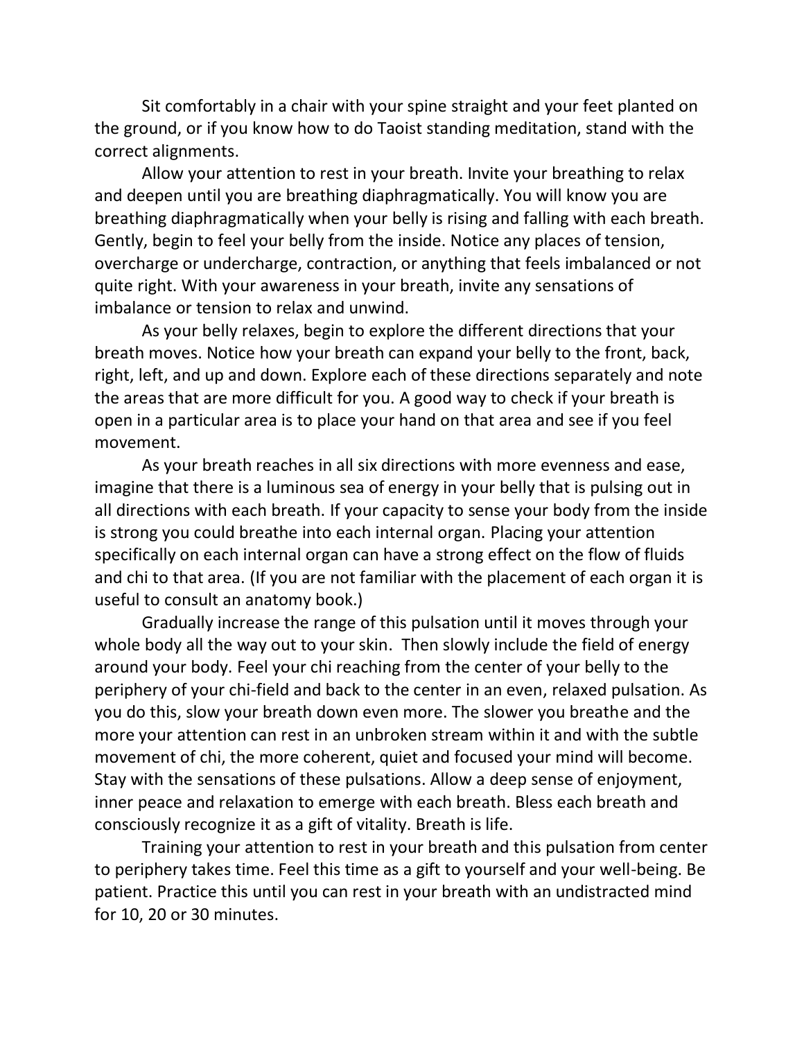Sit comfortably in a chair with your spine straight and your feet planted on the ground, or if you know how to do Taoist standing meditation, stand with the correct alignments.

Allow your attention to rest in your breath. Invite your breathing to relax and deepen until you are breathing diaphragmatically. You will know you are breathing diaphragmatically when your belly is rising and falling with each breath. Gently, begin to feel your belly from the inside. Notice any places of tension, overcharge or undercharge, contraction, or anything that feels imbalanced or not quite right. With your awareness in your breath, invite any sensations of imbalance or tension to relax and unwind.

As your belly relaxes, begin to explore the different directions that your breath moves. Notice how your breath can expand your belly to the front, back, right, left, and up and down. Explore each of these directions separately and note the areas that are more difficult for you. A good way to check if your breath is open in a particular area is to place your hand on that area and see if you feel movement.

As your breath reaches in all six directions with more evenness and ease, imagine that there is a luminous sea of energy in your belly that is pulsing out in all directions with each breath. If your capacity to sense your body from the inside is strong you could breathe into each internal organ. Placing your attention specifically on each internal organ can have a strong effect on the flow of fluids and chi to that area. (If you are not familiar with the placement of each organ it is useful to consult an anatomy book.)

Gradually increase the range of this pulsation until it moves through your whole body all the way out to your skin. Then slowly include the field of energy around your body. Feel your chi reaching from the center of your belly to the periphery of your chi-field and back to the center in an even, relaxed pulsation. As you do this, slow your breath down even more. The slower you breathe and the more your attention can rest in an unbroken stream within it and with the subtle movement of chi, the more coherent, quiet and focused your mind will become. Stay with the sensations of these pulsations. Allow a deep sense of enjoyment, inner peace and relaxation to emerge with each breath. Bless each breath and consciously recognize it as a gift of vitality. Breath is life.

Training your attention to rest in your breath and this pulsation from center to periphery takes time. Feel this time as a gift to yourself and your well-being. Be patient. Practice this until you can rest in your breath with an undistracted mind for 10, 20 or 30 minutes.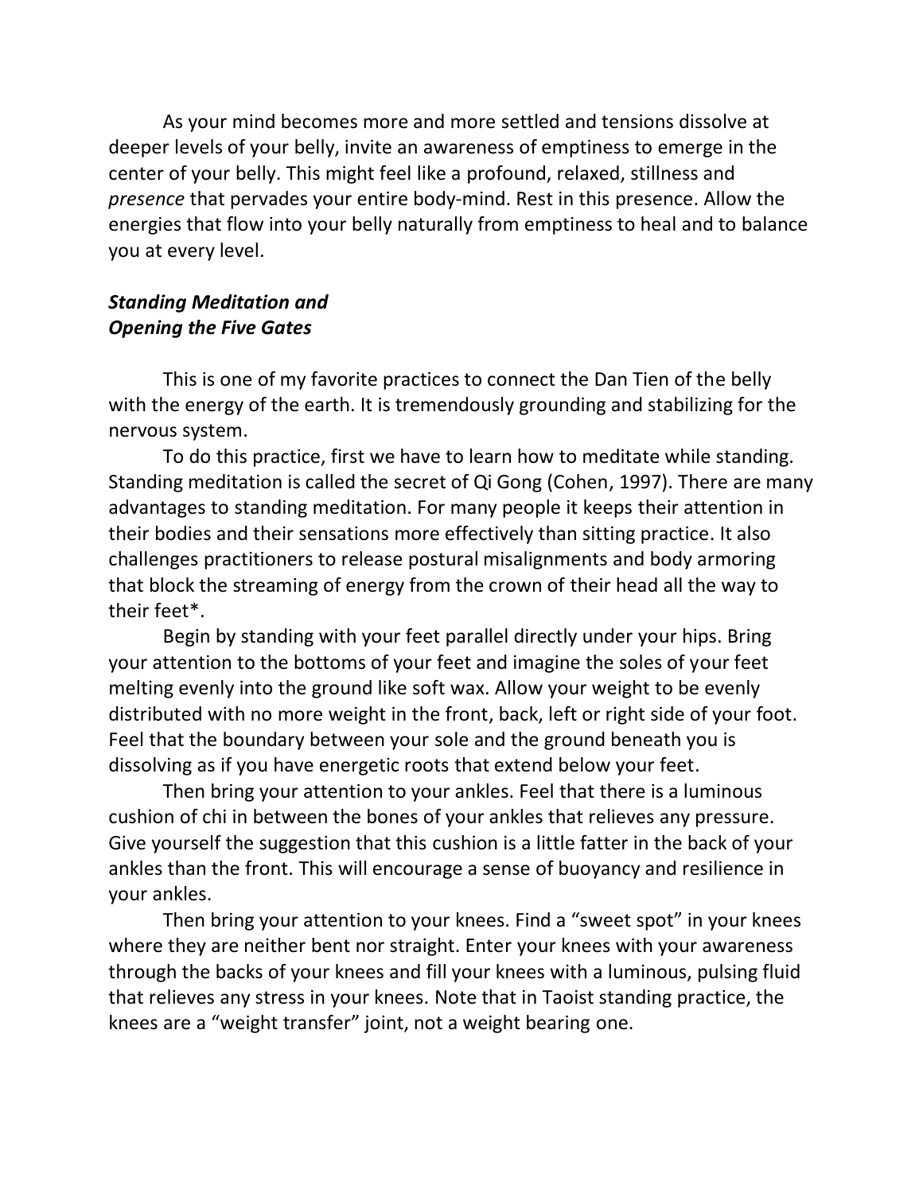As your mind becomes more and more settled and tensions dissolve at deeper levels of your belly, invite an awareness of emptiness to emerge in the center of your belly. This might feel like a profound, relaxed, stillness and *presence* that pervades your entire body-mind. Rest in this presence. Allow the energies that flow into your belly naturally from emptiness to heal and to balance you at every level.

### *Standing Meditation and Opening the Five Gates*

This is one of my favorite practices to connect the Dan Tien of the belly with the energy of the earth. It is tremendously grounding and stabilizing for the nervous system.

To do this practice, first we have to learn how to meditate while standing. Standing meditation is called the secret of Qi Gong (Cohen, 1997). There are many advantages to standing meditation. For many people it keeps their attention in their bodies and their sensations more effectively than sitting practice. It also challenges practitioners to release postural misalignments and body armoring that block the streaming of energy from the crown of their head all the way to their feet*.

Begin by standing with your feet parallel directly under your hips. Bring your attention to the bottoms of your feet and imagine the soles of your feet melting evenly into the ground like soft wax. Allow your weight to be evenly distributed with no more weight in the front, back, left or right side of your foot. Feel that the boundary between your sole and the ground beneath you is dissolving as if you have energetic roots that extend below your feet.

Then bring your attention to your ankles. Feel that there is a luminous cushion of chi in between the bones of your ankles that relieves any pressure. Give yourself the suggestion that this cushion is a little fatter in the back of your ankles than the front. This will encourage a sense of buoyancy and resilience in your ankles.

Then bring your attention to your knees. Find a "sweet spot" in your knees where they are neither bent nor straight. Enter your knees with your awareness through the backs of your knees and fill your knees with a luminous, pulsing fluid that relieves any stress in your knees. Note that in Taoist standing practice, the knees are a "weight transfer" joint, not a weight bearing one.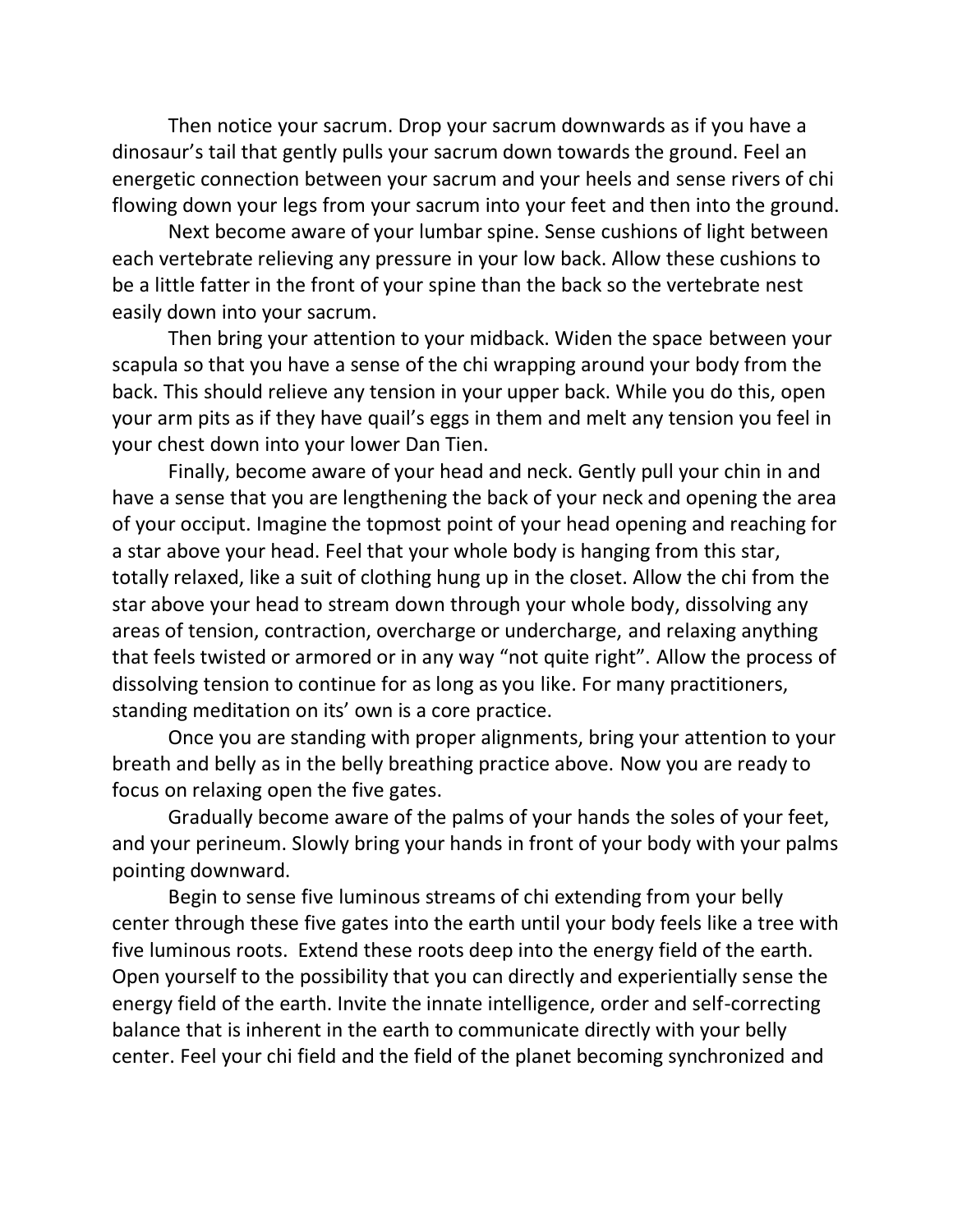Then notice your sacrum. Drop your sacrum downwards as if you have a dinosaur's tail that gently pulls your sacrum down towards the ground. Feel an energetic connection between your sacrum and your heels and sense rivers of chi flowing down your legs from your sacrum into your feet and then into the ground.

Next become aware of your lumbar spine. Sense cushions of light between each vertebrate relieving any pressure in your low back. Allow these cushions to be a little fatter in the front of your spine than the back so the vertebrate nest easily down into your sacrum.

Then bring your attention to your midback. Widen the space between your scapula so that you have a sense of the chi wrapping around your body from the back. This should relieve any tension in your upper back. While you do this, open your arm pits as if they have quail's eggs in them and melt any tension you feel in your chest down into your lower Dan Tien.

Finally, become aware of your head and neck. Gently pull your chin in and have a sense that you are lengthening the back of your neck and opening the area of your occiput. Imagine the topmost point of your head opening and reaching for a star above your head. Feel that your whole body is hanging from this star, totally relaxed, like a suit of clothing hung up in the closet. Allow the chi from the star above your head to stream down through your whole body, dissolving any areas of tension, contraction, overcharge or undercharge, and relaxing anything that feels twisted or armored or in any way "not quite right". Allow the process of dissolving tension to continue for as long as you like. For many practitioners, standing meditation on its' own is a core practice.

Once you are standing with proper alignments, bring your attention to your breath and belly as in the belly breathing practice above. Now you are ready to focus on relaxing open the five gates.

Gradually become aware of the palms of your hands the soles of your feet, and your perineum. Slowly bring your hands in front of your body with your palms pointing downward.

Begin to sense five luminous streams of chi extending from your belly center through these five gates into the earth until your body feels like a tree with five luminous roots. Extend these roots deep into the energy field of the earth. Open yourself to the possibility that you can directly and experientially sense the energy field of the earth. Invite the innate intelligence, order and self-correcting balance that is inherent in the earth to communicate directly with your belly center. Feel your chi field and the field of the planet becoming synchronized and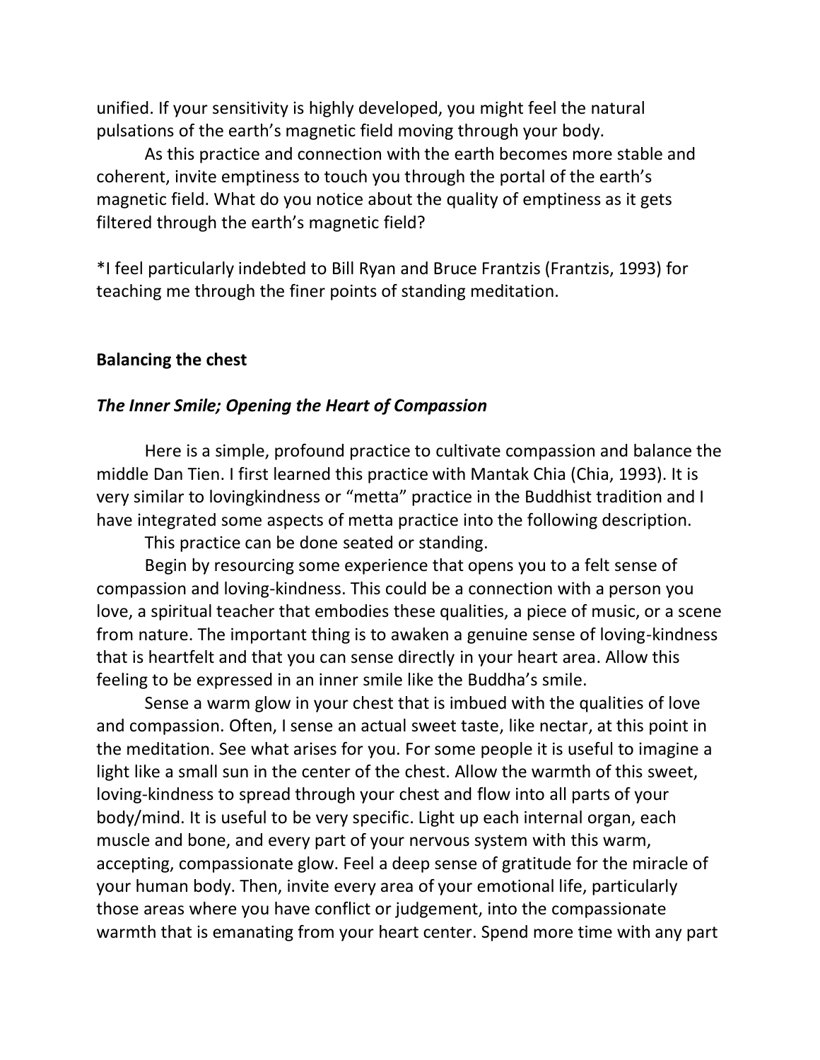unified. If your sensitivity is highly developed, you might feel the natural pulsations of the earth's magnetic field moving through your body.

As this practice and connection with the earth becomes more stable and coherent, invite emptiness to touch you through the portal of the earth's magnetic field. What do you notice about the quality of emptiness as it gets filtered through the earth's magnetic field?

*I feel particularly indebted to Bill Ryan and Bruce Frantzis (Frantzis, 1993) for teaching me through the finer points of standing meditation.

**Balancing the chest**

***The Inner Smile; Opening the Heart of Compassion***

Here is a simple, profound practice to cultivate compassion and balance the middle Dan Tien. I first learned this practice with Mantak Chia (Chia, 1993). It is very similar to lovingkindness or "metta" practice in the Buddhist tradition and I have integrated some aspects of metta practice into the following description.

This practice can be done seated or standing.

Begin by resourcing some experience that opens you to a felt sense of compassion and loving-kindness. This could be a connection with a person you love, a spiritual teacher that embodies these qualities, a piece of music, or a scene from nature. The important thing is to awaken a genuine sense of loving-kindness that is heartfelt and that you can sense directly in your heart area. Allow this feeling to be expressed in an inner smile like the Buddha's smile.

Sense a warm glow in your chest that is imbued with the qualities of love and compassion. Often, I sense an actual sweet taste, like nectar, at this point in the meditation. See what arises for you. For some people it is useful to imagine a light like a small sun in the center of the chest. Allow the warmth of this sweet, loving-kindness to spread through your chest and flow into all parts of your body/mind. It is useful to be very specific. Light up each internal organ, each muscle and bone, and every part of your nervous system with this warm, accepting, compassionate glow. Feel a deep sense of gratitude for the miracle of your human body. Then, invite every area of your emotional life, particularly those areas where you have conflict or judgement, into the compassionate warmth that is emanating from your heart center. Spend more time with any part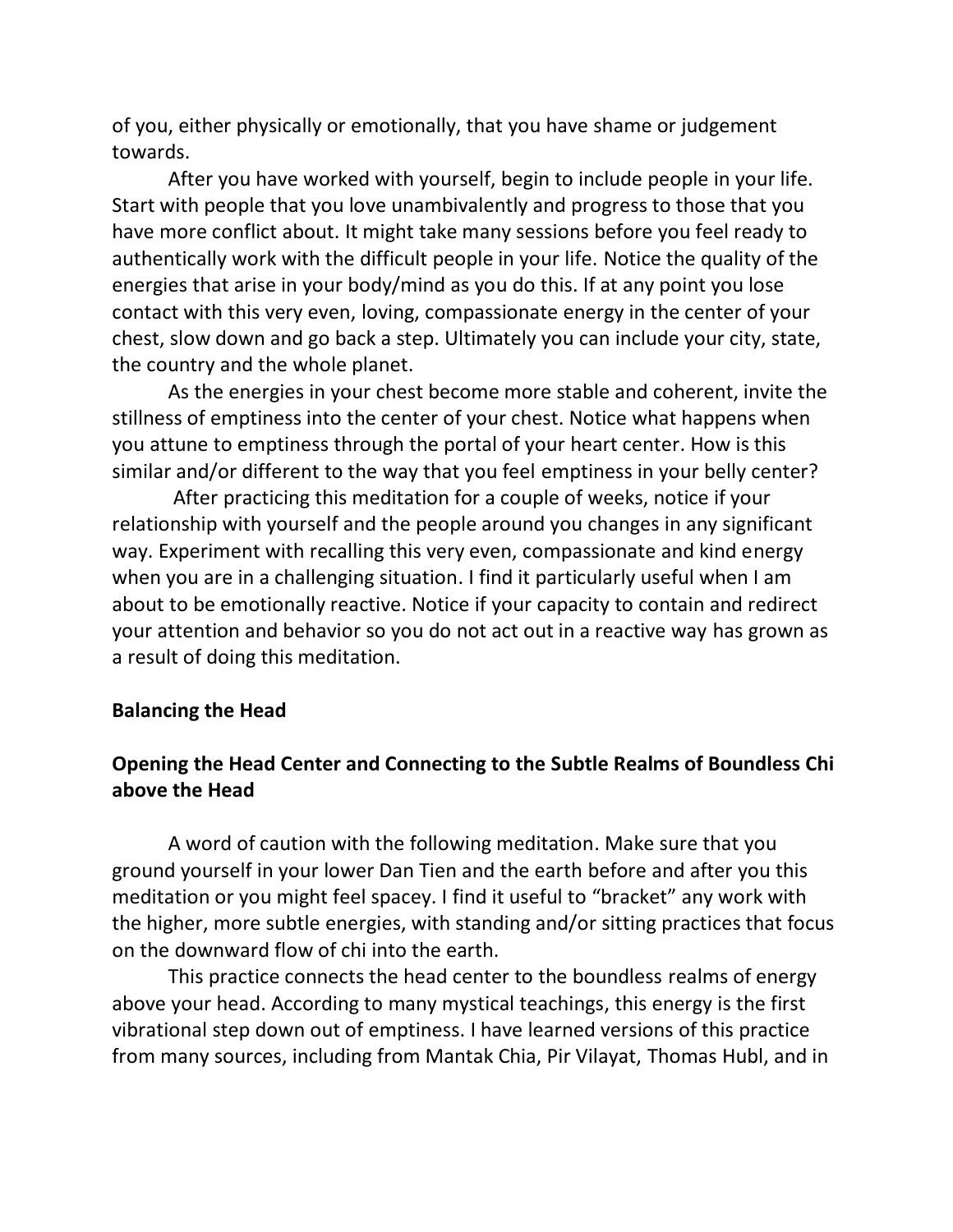of you, either physically or emotionally, that you have shame or judgement towards.

After you have worked with yourself, begin to include people in your life. Start with people that you love unambivalently and progress to those that you have more conflict about. It might take many sessions before you feel ready to authentically work with the difficult people in your life. Notice the quality of the energies that arise in your body/mind as you do this. If at any point you lose contact with this very even, loving, compassionate energy in the center of your chest, slow down and go back a step. Ultimately you can include your city, state, the country and the whole planet.

As the energies in your chest become more stable and coherent, invite the stillness of emptiness into the center of your chest. Notice what happens when you attune to emptiness through the portal of your heart center. How is this similar and/or different to the way that you feel emptiness in your belly center?

After practicing this meditation for a couple of weeks, notice if your relationship with yourself and the people around you changes in any significant way. Experiment with recalling this very even, compassionate and kind energy when you are in a challenging situation. I find it particularly useful when I am about to be emotionally reactive. Notice if your capacity to contain and redirect your attention and behavior so you do not act out in a reactive way has grown as a result of doing this meditation.

**Balancing the Head**

**Opening the Head Center and Connecting to the Subtle Realms of Boundless Chi above the Head**

A word of caution with the following meditation. Make sure that you ground yourself in your lower Dan Tien and the earth before and after you this meditation or you might feel spacey. I find it useful to "bracket" any work with the higher, more subtle energies, with standing and/or sitting practices that focus on the downward flow of chi into the earth.

This practice connects the head center to the boundless realms of energy above your head. According to many mystical teachings, this energy is the first vibrational step down out of emptiness. I have learned versions of this practice from many sources, including from Mantak Chia, Pir Vilayat, Thomas Hubl, and in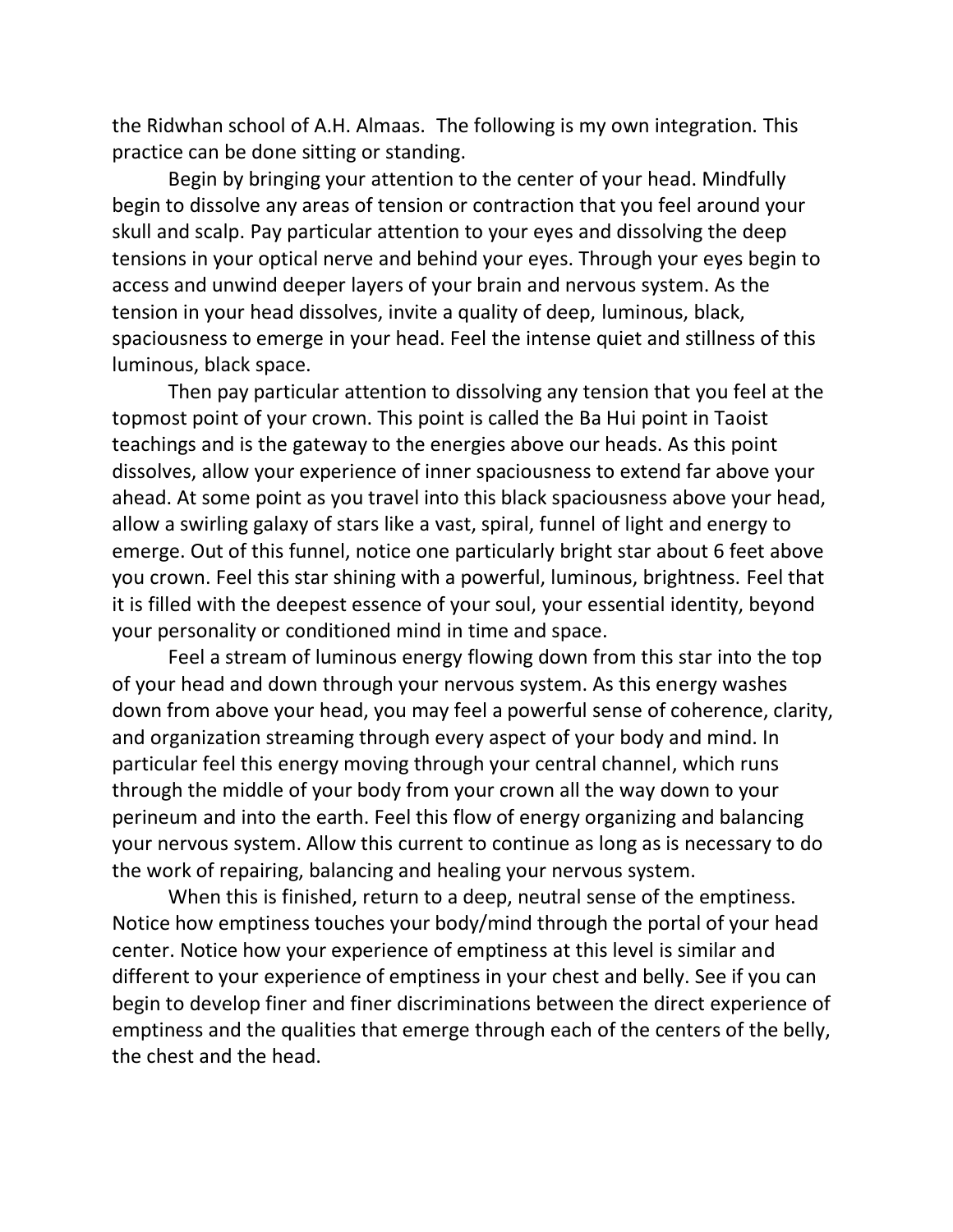the Ridwhan school of A.H. Almaas. The following is my own integration. This practice can be done sitting or standing.

Begin by bringing your attention to the center of your head. Mindfully begin to dissolve any areas of tension or contraction that you feel around your skull and scalp. Pay particular attention to your eyes and dissolving the deep tensions in your optical nerve and behind your eyes. Through your eyes begin to access and unwind deeper layers of your brain and nervous system. As the tension in your head dissolves, invite a quality of deep, luminous, black, spaciousness to emerge in your head. Feel the intense quiet and stillness of this luminous, black space.

Then pay particular attention to dissolving any tension that you feel at the topmost point of your crown. This point is called the Ba Hui point in Taoist teachings and is the gateway to the energies above our heads. As this point dissolves, allow your experience of inner spaciousness to extend far above your ahead. At some point as you travel into this black spaciousness above your head, allow a swirling galaxy of stars like a vast, spiral, funnel of light and energy to emerge. Out of this funnel, notice one particularly bright star about 6 feet above you crown. Feel this star shining with a powerful, luminous, brightness. Feel that it is filled with the deepest essence of your soul, your essential identity, beyond your personality or conditioned mind in time and space.

Feel a stream of luminous energy flowing down from this star into the top of your head and down through your nervous system. As this energy washes down from above your head, you may feel a powerful sense of coherence, clarity, and organization streaming through every aspect of your body and mind. In particular feel this energy moving through your central channel, which runs through the middle of your body from your crown all the way down to your perineum and into the earth. Feel this flow of energy organizing and balancing your nervous system. Allow this current to continue as long as is necessary to do the work of repairing, balancing and healing your nervous system.

When this is finished, return to a deep, neutral sense of the emptiness. Notice how emptiness touches your body/mind through the portal of your head center. Notice how your experience of emptiness at this level is similar and different to your experience of emptiness in your chest and belly. See if you can begin to develop finer and finer discriminations between the direct experience of emptiness and the qualities that emerge through each of the centers of the belly, the chest and the head.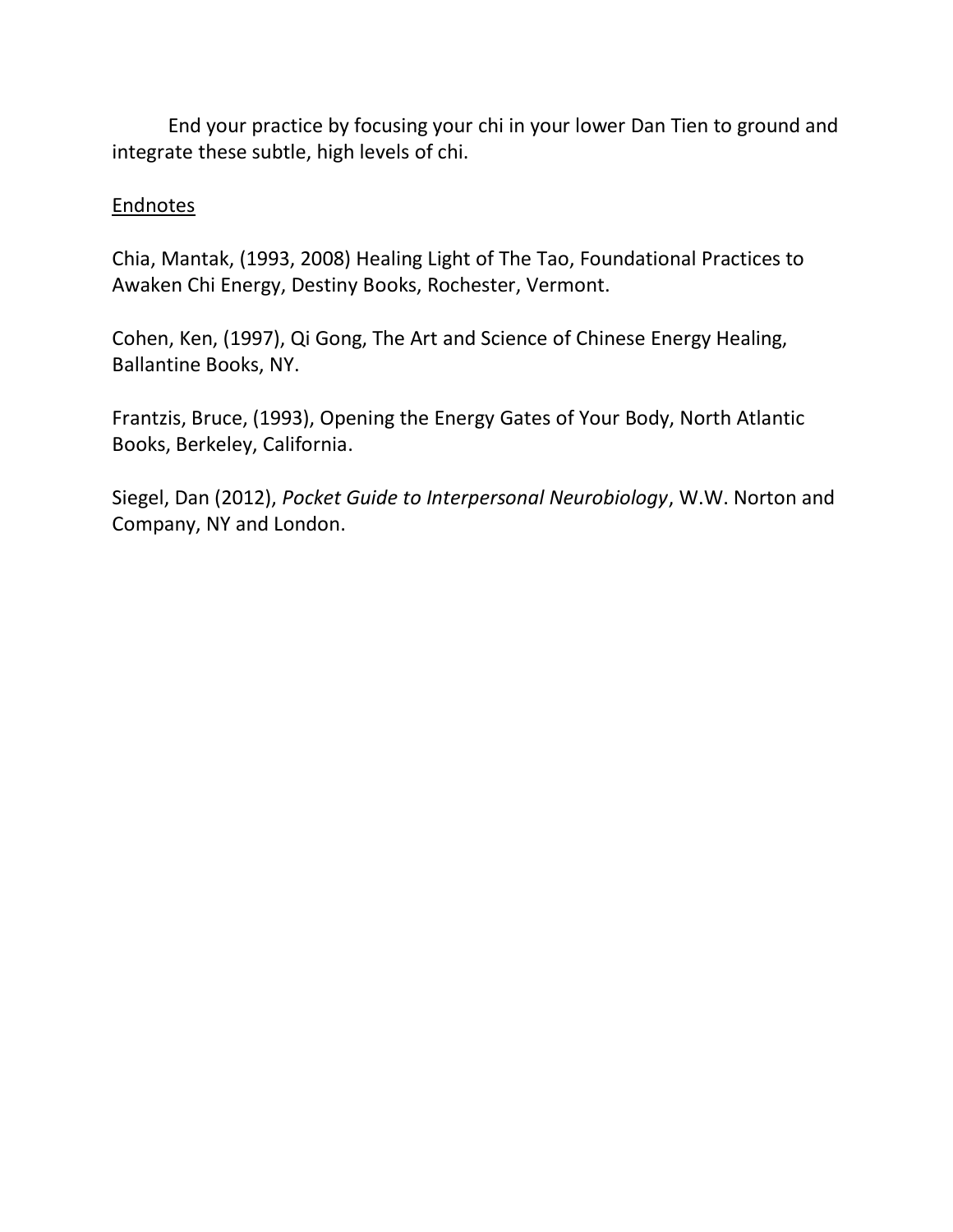End your practice by focusing your chi in your lower Dan Tien to ground and integrate these subtle, high levels of chi.

Endnotes

Chia, Mantak, (1993, 2008) Healing Light of The Tao, Foundational Practices to Awaken Chi Energy, Destiny Books, Rochester, Vermont.

Cohen, Ken, (1997), Qi Gong, The Art and Science of Chinese Energy Healing, Ballantine Books, NY.

Frantzis, Bruce, (1993), Opening the Energy Gates of Your Body, North Atlantic Books, Berkeley, California.

Siegel, Dan (2012), *Pocket Guide to Interpersonal Neurobiology*, W.W. Norton and Company, NY and London.